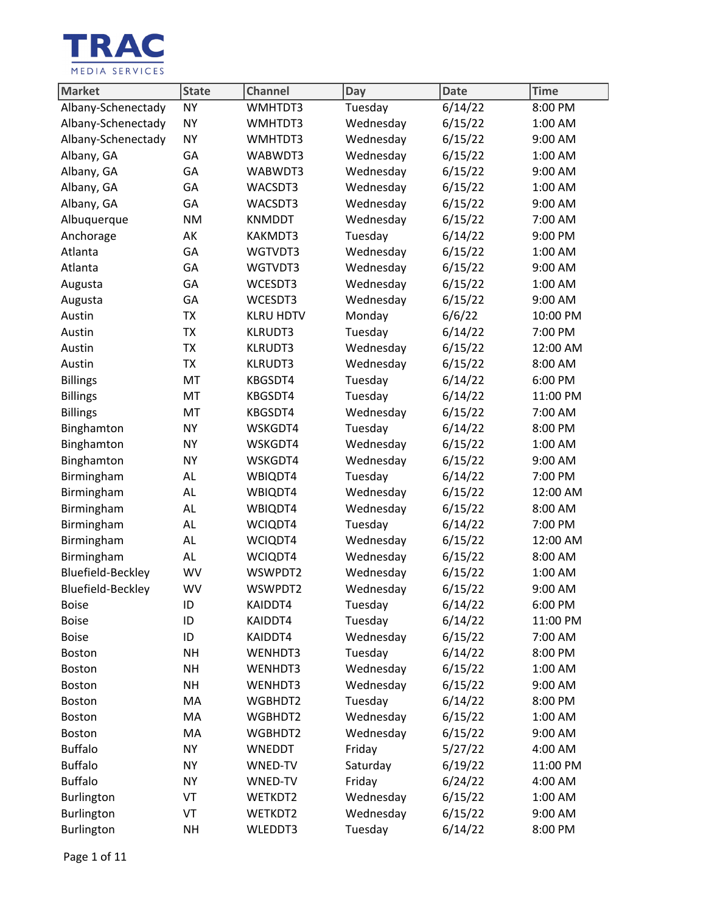TRAC
MEDIA SERVICES

| Market | State | Channel | Day | Date | Time |
|---|---|---|---|---|---|
| Albany-Schenectady | NY | WMHTDT3 | Tuesday | 6/14/22 | 8:00 PM |
| Albany-Schenectady | NY | WMHTDT3 | Wednesday | 6/15/22 | 1:00 AM |
| Albany-Schenectady | NY | WMHTDT3 | Wednesday | 6/15/22 | 9:00 AM |
| Albany, GA | GA | WABWDT3 | Wednesday | 6/15/22 | 1:00 AM |
| Albany, GA | GA | WABWDT3 | Wednesday | 6/15/22 | 9:00 AM |
| Albany, GA | GA | WACSDT3 | Wednesday | 6/15/22 | 1:00 AM |
| Albany, GA | GA | WACSDT3 | Wednesday | 6/15/22 | 9:00 AM |
| Albuquerque | NM | KNMDDT | Wednesday | 6/15/22 | 7:00 AM |
| Anchorage | AK | KAKMDT3 | Tuesday | 6/14/22 | 9:00 PM |
| Atlanta | GA | WGTVDT3 | Wednesday | 6/15/22 | 1:00 AM |
| Atlanta | GA | WGTVDT3 | Wednesday | 6/15/22 | 9:00 AM |
| Augusta | GA | WCESDT3 | Wednesday | 6/15/22 | 1:00 AM |
| Augusta | GA | WCESDT3 | Wednesday | 6/15/22 | 9:00 AM |
| Austin | TX | KLRU HDTV | Monday | 6/6/22 | 10:00 PM |
| Austin | TX | KLRUDT3 | Tuesday | 6/14/22 | 7:00 PM |
| Austin | TX | KLRUDT3 | Wednesday | 6/15/22 | 12:00 AM |
| Austin | TX | KLRUDT3 | Wednesday | 6/15/22 | 8:00 AM |
| Billings | MT | KBGSDT4 | Tuesday | 6/14/22 | 6:00 PM |
| Billings | MT | KBGSDT4 | Tuesday | 6/14/22 | 11:00 PM |
| Billings | MT | KBGSDT4 | Wednesday | 6/15/22 | 7:00 AM |
| Binghamton | NY | WSKGDT4 | Tuesday | 6/14/22 | 8:00 PM |
| Binghamton | NY | WSKGDT4 | Wednesday | 6/15/22 | 1:00 AM |
| Binghamton | NY | WSKGDT4 | Wednesday | 6/15/22 | 9:00 AM |
| Birmingham | AL | WBIQDT4 | Tuesday | 6/14/22 | 7:00 PM |
| Birmingham | AL | WBIQDT4 | Wednesday | 6/15/22 | 12:00 AM |
| Birmingham | AL | WBIQDT4 | Wednesday | 6/15/22 | 8:00 AM |
| Birmingham | AL | WCIQDT4 | Tuesday | 6/14/22 | 7:00 PM |
| Birmingham | AL | WCIQDT4 | Wednesday | 6/15/22 | 12:00 AM |
| Birmingham | AL | WCIQDT4 | Wednesday | 6/15/22 | 8:00 AM |
| Bluefield-Beckley | WV | WSWPDT2 | Wednesday | 6/15/22 | 1:00 AM |
| Bluefield-Beckley | WV | WSWPDT2 | Wednesday | 6/15/22 | 9:00 AM |
| Boise | ID | KAIDDT4 | Tuesday | 6/14/22 | 6:00 PM |
| Boise | ID | KAIDDT4 | Tuesday | 6/14/22 | 11:00 PM |
| Boise | ID | KAIDDT4 | Wednesday | 6/15/22 | 7:00 AM |
| Boston | NH | WENHDT3 | Tuesday | 6/14/22 | 8:00 PM |
| Boston | NH | WENHDT3 | Wednesday | 6/15/22 | 1:00 AM |
| Boston | NH | WENHDT3 | Wednesday | 6/15/22 | 9:00 AM |
| Boston | MA | WGBHDT2 | Tuesday | 6/14/22 | 8:00 PM |
| Boston | MA | WGBHDT2 | Wednesday | 6/15/22 | 1:00 AM |
| Boston | MA | WGBHDT2 | Wednesday | 6/15/22 | 9:00 AM |
| Buffalo | NY | WNEDDT | Friday | 5/27/22 | 4:00 AM |
| Buffalo | NY | WNED-TV | Saturday | 6/19/22 | 11:00 PM |
| Buffalo | NY | WNED-TV | Friday | 6/24/22 | 4:00 AM |
| Burlington | VT | WETKDT2 | Wednesday | 6/15/22 | 1:00 AM |
| Burlington | VT | WETKDT2 | Wednesday | 6/15/22 | 9:00 AM |
| Burlington | NH | WLEDDT3 | Tuesday | 6/14/22 | 8:00 PM |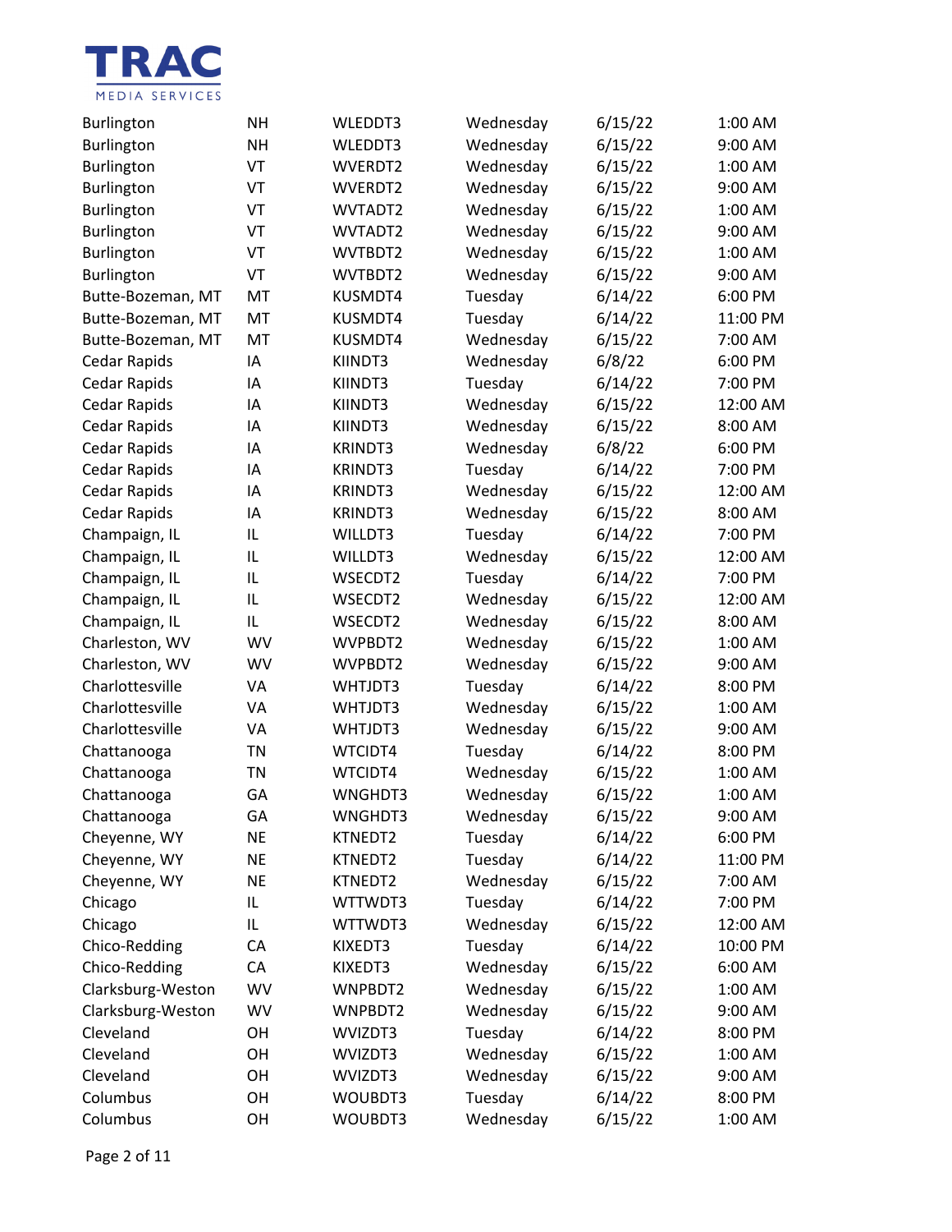| | | | | | |
|---|---|---|---|---|---|
| Burlington | NH | WLEDDT3 | Wednesday | 6/15/22 | 1:00 AM |
| Burlington | NH | WLEDDT3 | Wednesday | 6/15/22 | 9:00 AM |
| Burlington | VT | WVERDT2 | Wednesday | 6/15/22 | 1:00 AM |
| Burlington | VT | WVERDT2 | Wednesday | 6/15/22 | 9:00 AM |
| Burlington | VT | WVTADT2 | Wednesday | 6/15/22 | 1:00 AM |
| Burlington | VT | WVTADT2 | Wednesday | 6/15/22 | 9:00 AM |
| Burlington | VT | WVTBDT2 | Wednesday | 6/15/22 | 1:00 AM |
| Burlington | VT | WVTBDT2 | Wednesday | 6/15/22 | 9:00 AM |
| Butte-Bozeman, MT | MT | KUSMDT4 | Tuesday | 6/14/22 | 6:00 PM |
| Butte-Bozeman, MT | MT | KUSMDT4 | Tuesday | 6/14/22 | 11:00 PM |
| Butte-Bozeman, MT | MT | KUSMDT4 | Wednesday | 6/15/22 | 7:00 AM |
| Cedar Rapids | IA | KIINDT3 | Wednesday | 6/8/22 | 6:00 PM |
| Cedar Rapids | IA | KIINDT3 | Tuesday | 6/14/22 | 7:00 PM |
| Cedar Rapids | IA | KIINDT3 | Wednesday | 6/15/22 | 12:00 AM |
| Cedar Rapids | IA | KIINDT3 | Wednesday | 6/15/22 | 8:00 AM |
| Cedar Rapids | IA | KRINDT3 | Wednesday | 6/8/22 | 6:00 PM |
| Cedar Rapids | IA | KRINDT3 | Tuesday | 6/14/22 | 7:00 PM |
| Cedar Rapids | IA | KRINDT3 | Wednesday | 6/15/22 | 12:00 AM |
| Cedar Rapids | IA | KRINDT3 | Wednesday | 6/15/22 | 8:00 AM |
| Champaign, IL | IL | WILLDT3 | Tuesday | 6/14/22 | 7:00 PM |
| Champaign, IL | IL | WILLDT3 | Wednesday | 6/15/22 | 12:00 AM |
| Champaign, IL | IL | WSECDT2 | Tuesday | 6/14/22 | 7:00 PM |
| Champaign, IL | IL | WSECDT2 | Wednesday | 6/15/22 | 12:00 AM |
| Champaign, IL | IL | WSECDT2 | Wednesday | 6/15/22 | 8:00 AM |
| Charleston, WV | WV | WVPBDT2 | Wednesday | 6/15/22 | 1:00 AM |
| Charleston, WV | WV | WVPBDT2 | Wednesday | 6/15/22 | 9:00 AM |
| Charlottesville | VA | WHTJDT3 | Tuesday | 6/14/22 | 8:00 PM |
| Charlottesville | VA | WHTJDT3 | Wednesday | 6/15/22 | 1:00 AM |
| Charlottesville | VA | WHTJDT3 | Wednesday | 6/15/22 | 9:00 AM |
| Chattanooga | TN | WTCIDT4 | Tuesday | 6/14/22 | 8:00 PM |
| Chattanooga | TN | WTCIDT4 | Wednesday | 6/15/22 | 1:00 AM |
| Chattanooga | GA | WNGHDT3 | Wednesday | 6/15/22 | 1:00 AM |
| Chattanooga | GA | WNGHDT3 | Wednesday | 6/15/22 | 9:00 AM |
| Cheyenne, WY | NE | KTNEDT2 | Tuesday | 6/14/22 | 6:00 PM |
| Cheyenne, WY | NE | KTNEDT2 | Tuesday | 6/14/22 | 11:00 PM |
| Cheyenne, WY | NE | KTNEDT2 | Wednesday | 6/15/22 | 7:00 AM |
| Chicago | IL | WTTWDT3 | Tuesday | 6/14/22 | 7:00 PM |
| Chicago | IL | WTTWDT3 | Wednesday | 6/15/22 | 12:00 AM |
| Chico-Redding | CA | KIXEDT3 | Tuesday | 6/14/22 | 10:00 PM |
| Chico-Redding | CA | KIXEDT3 | Wednesday | 6/15/22 | 6:00 AM |
| Clarksburg-Weston | WV | WNPBDT2 | Wednesday | 6/15/22 | 1:00 AM |
| Clarksburg-Weston | WV | WNPBDT2 | Wednesday | 6/15/22 | 9:00 AM |
| Cleveland | OH | WVIZDT3 | Tuesday | 6/14/22 | 8:00 PM |
| Cleveland | OH | WVIZDT3 | Wednesday | 6/15/22 | 1:00 AM |
| Cleveland | OH | WVIZDT3 | Wednesday | 6/15/22 | 9:00 AM |
| Columbus | OH | WOUBDT3 | Tuesday | 6/14/22 | 8:00 PM |
| Columbus | OH | WOUBDT3 | Wednesday | 6/15/22 | 1:00 AM |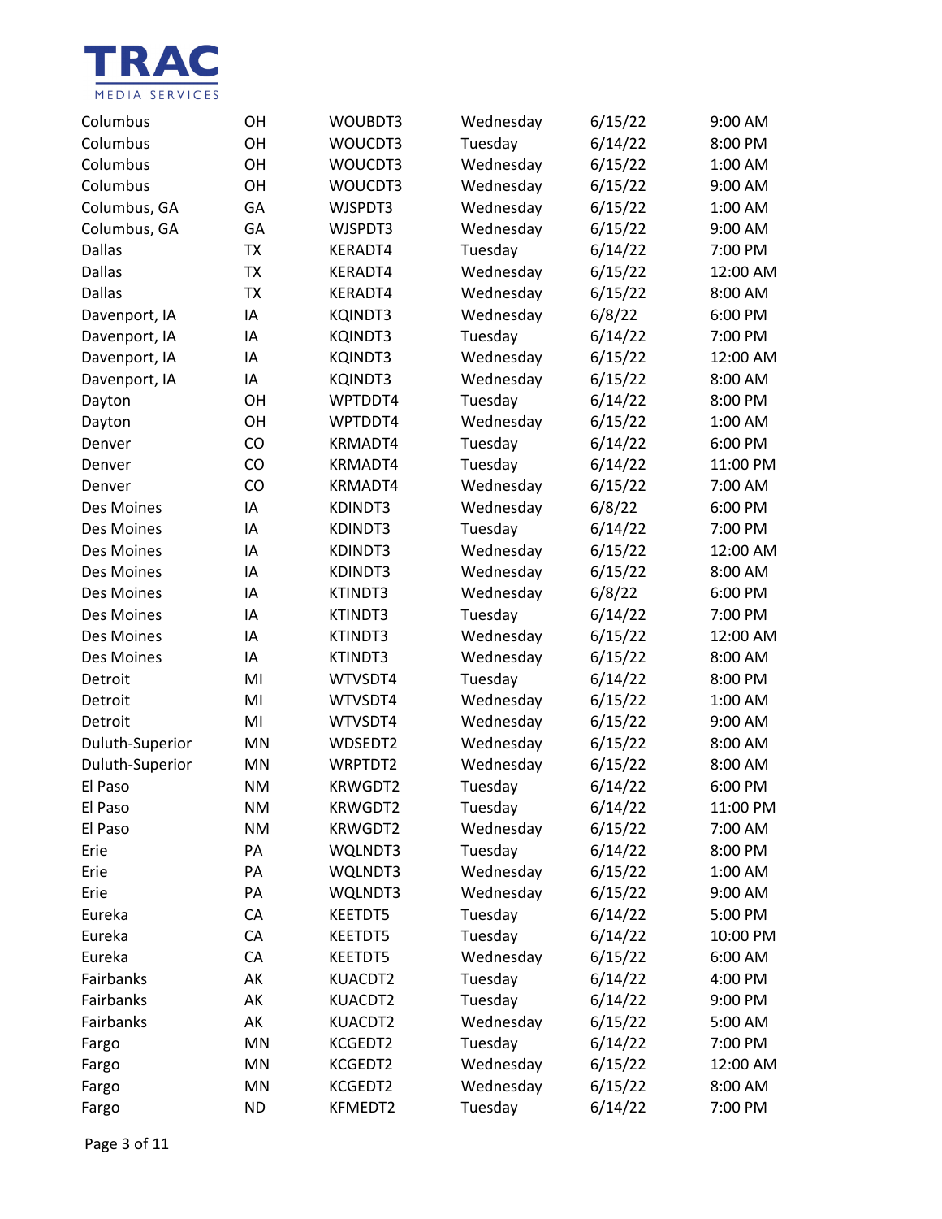| | | | | | |
|---|---|---|---|---|---|
| Columbus | OH | WOUBDT3 | Wednesday | 6/15/22 | 9:00 AM |
| Columbus | OH | WOUCDT3 | Tuesday | 6/14/22 | 8:00 PM |
| Columbus | OH | WOUCDT3 | Wednesday | 6/15/22 | 1:00 AM |
| Columbus | OH | WOUCDT3 | Wednesday | 6/15/22 | 9:00 AM |
| Columbus, GA | GA | WJSPDT3 | Wednesday | 6/15/22 | 1:00 AM |
| Columbus, GA | GA | WJSPDT3 | Wednesday | 6/15/22 | 9:00 AM |
| Dallas | TX | KERADT4 | Tuesday | 6/14/22 | 7:00 PM |
| Dallas | TX | KERADT4 | Wednesday | 6/15/22 | 12:00 AM |
| Dallas | TX | KERADT4 | Wednesday | 6/15/22 | 8:00 AM |
| Davenport, IA | IA | KQINDT3 | Wednesday | 6/8/22 | 6:00 PM |
| Davenport, IA | IA | KQINDT3 | Tuesday | 6/14/22 | 7:00 PM |
| Davenport, IA | IA | KQINDT3 | Wednesday | 6/15/22 | 12:00 AM |
| Davenport, IA | IA | KQINDT3 | Wednesday | 6/15/22 | 8:00 AM |
| Dayton | OH | WPTDDT4 | Tuesday | 6/14/22 | 8:00 PM |
| Dayton | OH | WPTDDT4 | Wednesday | 6/15/22 | 1:00 AM |
| Denver | CO | KRMADT4 | Tuesday | 6/14/22 | 6:00 PM |
| Denver | CO | KRMADT4 | Tuesday | 6/14/22 | 11:00 PM |
| Denver | CO | KRMADT4 | Wednesday | 6/15/22 | 7:00 AM |
| Des Moines | IA | KDINDT3 | Wednesday | 6/8/22 | 6:00 PM |
| Des Moines | IA | KDINDT3 | Tuesday | 6/14/22 | 7:00 PM |
| Des Moines | IA | KDINDT3 | Wednesday | 6/15/22 | 12:00 AM |
| Des Moines | IA | KDINDT3 | Wednesday | 6/15/22 | 8:00 AM |
| Des Moines | IA | KTINDT3 | Wednesday | 6/8/22 | 6:00 PM |
| Des Moines | IA | KTINDT3 | Tuesday | 6/14/22 | 7:00 PM |
| Des Moines | IA | KTINDT3 | Wednesday | 6/15/22 | 12:00 AM |
| Des Moines | IA | KTINDT3 | Wednesday | 6/15/22 | 8:00 AM |
| Detroit | MI | WTVSDT4 | Tuesday | 6/14/22 | 8:00 PM |
| Detroit | MI | WTVSDT4 | Wednesday | 6/15/22 | 1:00 AM |
| Detroit | MI | WTVSDT4 | Wednesday | 6/15/22 | 9:00 AM |
| Duluth-Superior | MN | WDSEDT2 | Wednesday | 6/15/22 | 8:00 AM |
| Duluth-Superior | MN | WRPTDT2 | Wednesday | 6/15/22 | 8:00 AM |
| El Paso | NM | KRWGDT2 | Tuesday | 6/14/22 | 6:00 PM |
| El Paso | NM | KRWGDT2 | Tuesday | 6/14/22 | 11:00 PM |
| El Paso | NM | KRWGDT2 | Wednesday | 6/15/22 | 7:00 AM |
| Erie | PA | WQLNDT3 | Tuesday | 6/14/22 | 8:00 PM |
| Erie | PA | WQLNDT3 | Wednesday | 6/15/22 | 1:00 AM |
| Erie | PA | WQLNDT3 | Wednesday | 6/15/22 | 9:00 AM |
| Eureka | CA | KEETDT5 | Tuesday | 6/14/22 | 5:00 PM |
| Eureka | CA | KEETDT5 | Tuesday | 6/14/22 | 10:00 PM |
| Eureka | CA | KEETDT5 | Wednesday | 6/15/22 | 6:00 AM |
| Fairbanks | AK | KUACDT2 | Tuesday | 6/14/22 | 4:00 PM |
| Fairbanks | AK | KUACDT2 | Tuesday | 6/14/22 | 9:00 PM |
| Fairbanks | AK | KUACDT2 | Wednesday | 6/15/22 | 5:00 AM |
| Fargo | MN | KCGEDT2 | Tuesday | 6/14/22 | 7:00 PM |
| Fargo | MN | KCGEDT2 | Wednesday | 6/15/22 | 12:00 AM |
| Fargo | MN | KCGEDT2 | Wednesday | 6/15/22 | 8:00 AM |
| Fargo | ND | KFMEDT2 | Tuesday | 6/14/22 | 7:00 PM |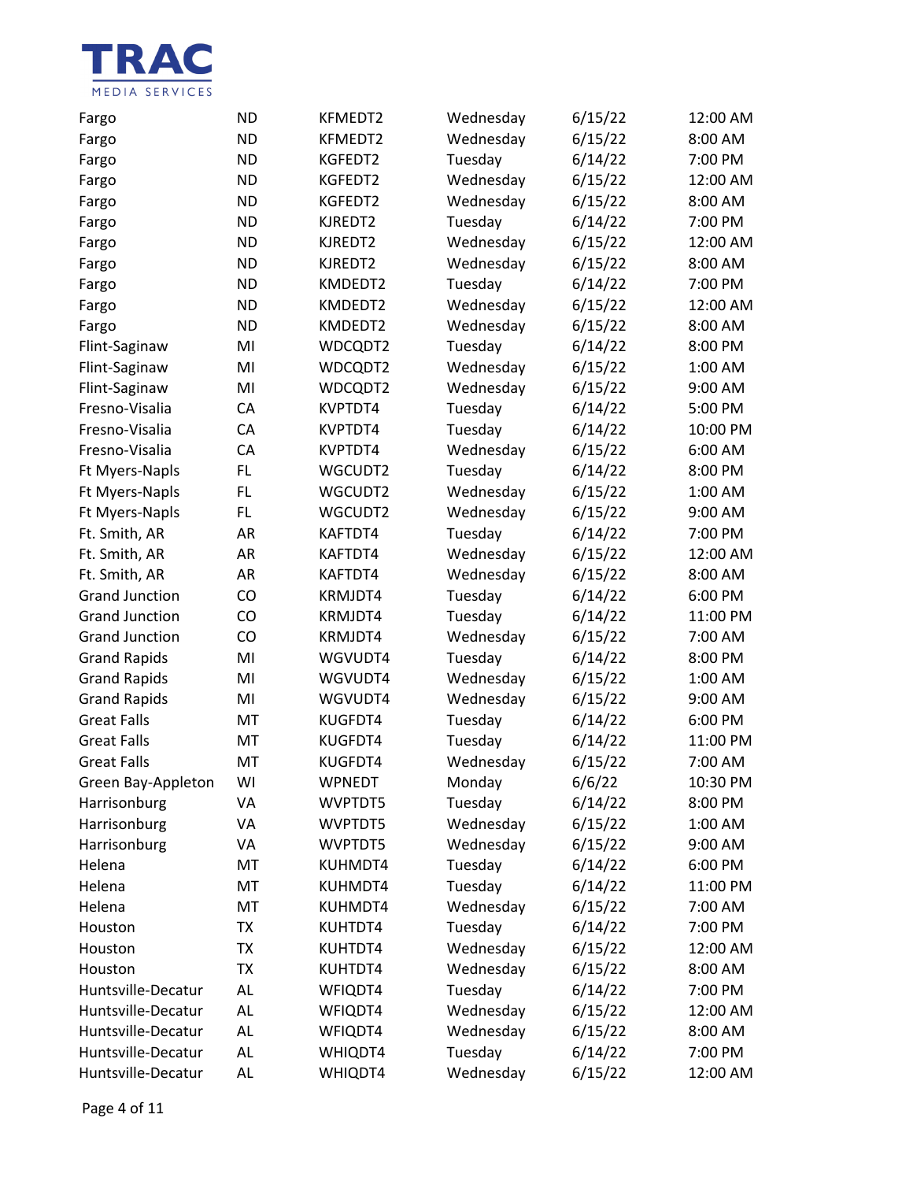| | | | | | |
|---|---|---|---|---|---|
| Fargo | ND | KFMEDT2 | Wednesday | 6/15/22 | 12:00 AM |
| Fargo | ND | KFMEDT2 | Wednesday | 6/15/22 | 8:00 AM |
| Fargo | ND | KGFEDT2 | Tuesday | 6/14/22 | 7:00 PM |
| Fargo | ND | KGFEDT2 | Wednesday | 6/15/22 | 12:00 AM |
| Fargo | ND | KGFEDT2 | Wednesday | 6/15/22 | 8:00 AM |
| Fargo | ND | KJREDT2 | Tuesday | 6/14/22 | 7:00 PM |
| Fargo | ND | KJREDT2 | Wednesday | 6/15/22 | 12:00 AM |
| Fargo | ND | KJREDT2 | Wednesday | 6/15/22 | 8:00 AM |
| Fargo | ND | KMDEDT2 | Tuesday | 6/14/22 | 7:00 PM |
| Fargo | ND | KMDEDT2 | Wednesday | 6/15/22 | 12:00 AM |
| Fargo | ND | KMDEDT2 | Wednesday | 6/15/22 | 8:00 AM |
| Flint-Saginaw | MI | WDCQDT2 | Tuesday | 6/14/22 | 8:00 PM |
| Flint-Saginaw | MI | WDCQDT2 | Wednesday | 6/15/22 | 1:00 AM |
| Flint-Saginaw | MI | WDCQDT2 | Wednesday | 6/15/22 | 9:00 AM |
| Fresno-Visalia | CA | KVPTDT4 | Tuesday | 6/14/22 | 5:00 PM |
| Fresno-Visalia | CA | KVPTDT4 | Tuesday | 6/14/22 | 10:00 PM |
| Fresno-Visalia | CA | KVPTDT4 | Wednesday | 6/15/22 | 6:00 AM |
| Ft Myers-Napls | FL | WGCUDT2 | Tuesday | 6/14/22 | 8:00 PM |
| Ft Myers-Napls | FL | WGCUDT2 | Wednesday | 6/15/22 | 1:00 AM |
| Ft Myers-Napls | FL | WGCUDT2 | Wednesday | 6/15/22 | 9:00 AM |
| Ft. Smith, AR | AR | KAFTDT4 | Tuesday | 6/14/22 | 7:00 PM |
| Ft. Smith, AR | AR | KAFTDT4 | Wednesday | 6/15/22 | 12:00 AM |
| Ft. Smith, AR | AR | KAFTDT4 | Wednesday | 6/15/22 | 8:00 AM |
| Grand Junction | CO | KRMJDT4 | Tuesday | 6/14/22 | 6:00 PM |
| Grand Junction | CO | KRMJDT4 | Tuesday | 6/14/22 | 11:00 PM |
| Grand Junction | CO | KRMJDT4 | Wednesday | 6/15/22 | 7:00 AM |
| Grand Rapids | MI | WGVUDT4 | Tuesday | 6/14/22 | 8:00 PM |
| Grand Rapids | MI | WGVUDT4 | Wednesday | 6/15/22 | 1:00 AM |
| Grand Rapids | MI | WGVUDT4 | Wednesday | 6/15/22 | 9:00 AM |
| Great Falls | MT | KUGFDT4 | Tuesday | 6/14/22 | 6:00 PM |
| Great Falls | MT | KUGFDT4 | Tuesday | 6/14/22 | 11:00 PM |
| Great Falls | MT | KUGFDT4 | Wednesday | 6/15/22 | 7:00 AM |
| Green Bay-Appleton | WI | WPNEDT | Monday | 6/6/22 | 10:30 PM |
| Harrisonburg | VA | WVPTDT5 | Tuesday | 6/14/22 | 8:00 PM |
| Harrisonburg | VA | WVPTDT5 | Wednesday | 6/15/22 | 1:00 AM |
| Harrisonburg | VA | WVPTDT5 | Wednesday | 6/15/22 | 9:00 AM |
| Helena | MT | KUHMDT4 | Tuesday | 6/14/22 | 6:00 PM |
| Helena | MT | KUHMDT4 | Tuesday | 6/14/22 | 11:00 PM |
| Helena | MT | KUHMDT4 | Wednesday | 6/15/22 | 7:00 AM |
| Houston | TX | KUHTDT4 | Tuesday | 6/14/22 | 7:00 PM |
| Houston | TX | KUHTDT4 | Wednesday | 6/15/22 | 12:00 AM |
| Houston | TX | KUHTDT4 | Wednesday | 6/15/22 | 8:00 AM |
| Huntsville-Decatur | AL | WFIQDT4 | Tuesday | 6/14/22 | 7:00 PM |
| Huntsville-Decatur | AL | WFIQDT4 | Wednesday | 6/15/22 | 12:00 AM |
| Huntsville-Decatur | AL | WFIQDT4 | Wednesday | 6/15/22 | 8:00 AM |
| Huntsville-Decatur | AL | WHIQDT4 | Tuesday | 6/14/22 | 7:00 PM |
| Huntsville-Decatur | AL | WHIQDT4 | Wednesday | 6/15/22 | 12:00 AM |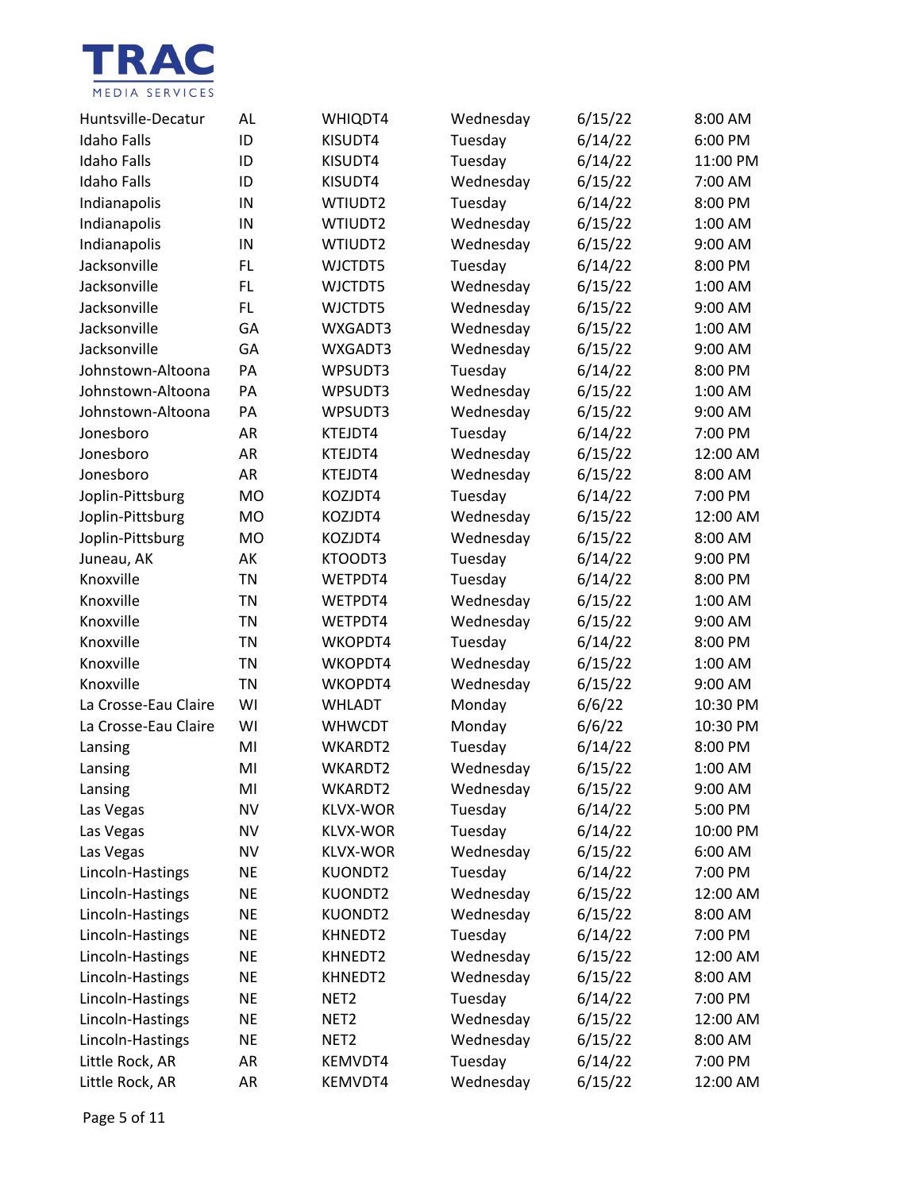| | | | | | |
|---|---|---|---|---|---|
| Huntsville-Decatur | AL | WHIQDT4 | Wednesday | 6/15/22 | 8:00 AM |
| Idaho Falls | ID | KISUDT4 | Tuesday | 6/14/22 | 6:00 PM |
| Idaho Falls | ID | KISUDT4 | Tuesday | 6/14/22 | 11:00 PM |
| Idaho Falls | ID | KISUDT4 | Wednesday | 6/15/22 | 7:00 AM |
| Indianapolis | IN | WTIUDT2 | Tuesday | 6/14/22 | 8:00 PM |
| Indianapolis | IN | WTIUDT2 | Wednesday | 6/15/22 | 1:00 AM |
| Indianapolis | IN | WTIUDT2 | Wednesday | 6/15/22 | 9:00 AM |
| Jacksonville | FL | WJCTDT5 | Tuesday | 6/14/22 | 8:00 PM |
| Jacksonville | FL | WJCTDT5 | Wednesday | 6/15/22 | 1:00 AM |
| Jacksonville | FL | WJCTDT5 | Wednesday | 6/15/22 | 9:00 AM |
| Jacksonville | GA | WXGADT3 | Wednesday | 6/15/22 | 1:00 AM |
| Jacksonville | GA | WXGADT3 | Wednesday | 6/15/22 | 9:00 AM |
| Johnstown-Altoona | PA | WPSUDT3 | Tuesday | 6/14/22 | 8:00 PM |
| Johnstown-Altoona | PA | WPSUDT3 | Wednesday | 6/15/22 | 1:00 AM |
| Johnstown-Altoona | PA | WPSUDT3 | Wednesday | 6/15/22 | 9:00 AM |
| Jonesboro | AR | KTEJDT4 | Tuesday | 6/14/22 | 7:00 PM |
| Jonesboro | AR | KTEJDT4 | Wednesday | 6/15/22 | 12:00 AM |
| Jonesboro | AR | KTEJDT4 | Wednesday | 6/15/22 | 8:00 AM |
| Joplin-Pittsburg | MO | KOZJDT4 | Tuesday | 6/14/22 | 7:00 PM |
| Joplin-Pittsburg | MO | KOZJDT4 | Wednesday | 6/15/22 | 12:00 AM |
| Joplin-Pittsburg | MO | KOZJDT4 | Wednesday | 6/15/22 | 8:00 AM |
| Juneau, AK | AK | KTOODT3 | Tuesday | 6/14/22 | 9:00 PM |
| Knoxville | TN | WETPDT4 | Tuesday | 6/14/22 | 8:00 PM |
| Knoxville | TN | WETPDT4 | Wednesday | 6/15/22 | 1:00 AM |
| Knoxville | TN | WETPDT4 | Wednesday | 6/15/22 | 9:00 AM |
| Knoxville | TN | WKOPDT4 | Tuesday | 6/14/22 | 8:00 PM |
| Knoxville | TN | WKOPDT4 | Wednesday | 6/15/22 | 1:00 AM |
| Knoxville | TN | WKOPDT4 | Wednesday | 6/15/22 | 9:00 AM |
| La Crosse-Eau Claire | WI | WHLADT | Monday | 6/6/22 | 10:30 PM |
| La Crosse-Eau Claire | WI | WHWCDT | Monday | 6/6/22 | 10:30 PM |
| Lansing | MI | WKARDT2 | Tuesday | 6/14/22 | 8:00 PM |
| Lansing | MI | WKARDT2 | Wednesday | 6/15/22 | 1:00 AM |
| Lansing | MI | WKARDT2 | Wednesday | 6/15/22 | 9:00 AM |
| Las Vegas | NV | KLVX-WOR | Tuesday | 6/14/22 | 5:00 PM |
| Las Vegas | NV | KLVX-WOR | Tuesday | 6/14/22 | 10:00 PM |
| Las Vegas | NV | KLVX-WOR | Wednesday | 6/15/22 | 6:00 AM |
| Lincoln-Hastings | NE | KUONDT2 | Tuesday | 6/14/22 | 7:00 PM |
| Lincoln-Hastings | NE | KUONDT2 | Wednesday | 6/15/22 | 12:00 AM |
| Lincoln-Hastings | NE | KUONDT2 | Wednesday | 6/15/22 | 8:00 AM |
| Lincoln-Hastings | NE | KHNEDT2 | Tuesday | 6/14/22 | 7:00 PM |
| Lincoln-Hastings | NE | KHNEDT2 | Wednesday | 6/15/22 | 12:00 AM |
| Lincoln-Hastings | NE | KHNEDT2 | Wednesday | 6/15/22 | 8:00 AM |
| Lincoln-Hastings | NE | NET2 | Tuesday | 6/14/22 | 7:00 PM |
| Lincoln-Hastings | NE | NET2 | Wednesday | 6/15/22 | 12:00 AM |
| Lincoln-Hastings | NE | NET2 | Wednesday | 6/15/22 | 8:00 AM |
| Little Rock, AR | AR | KEMVDT4 | Tuesday | 6/14/22 | 7:00 PM |
| Little Rock, AR | AR | KEMVDT4 | Wednesday | 6/15/22 | 12:00 AM |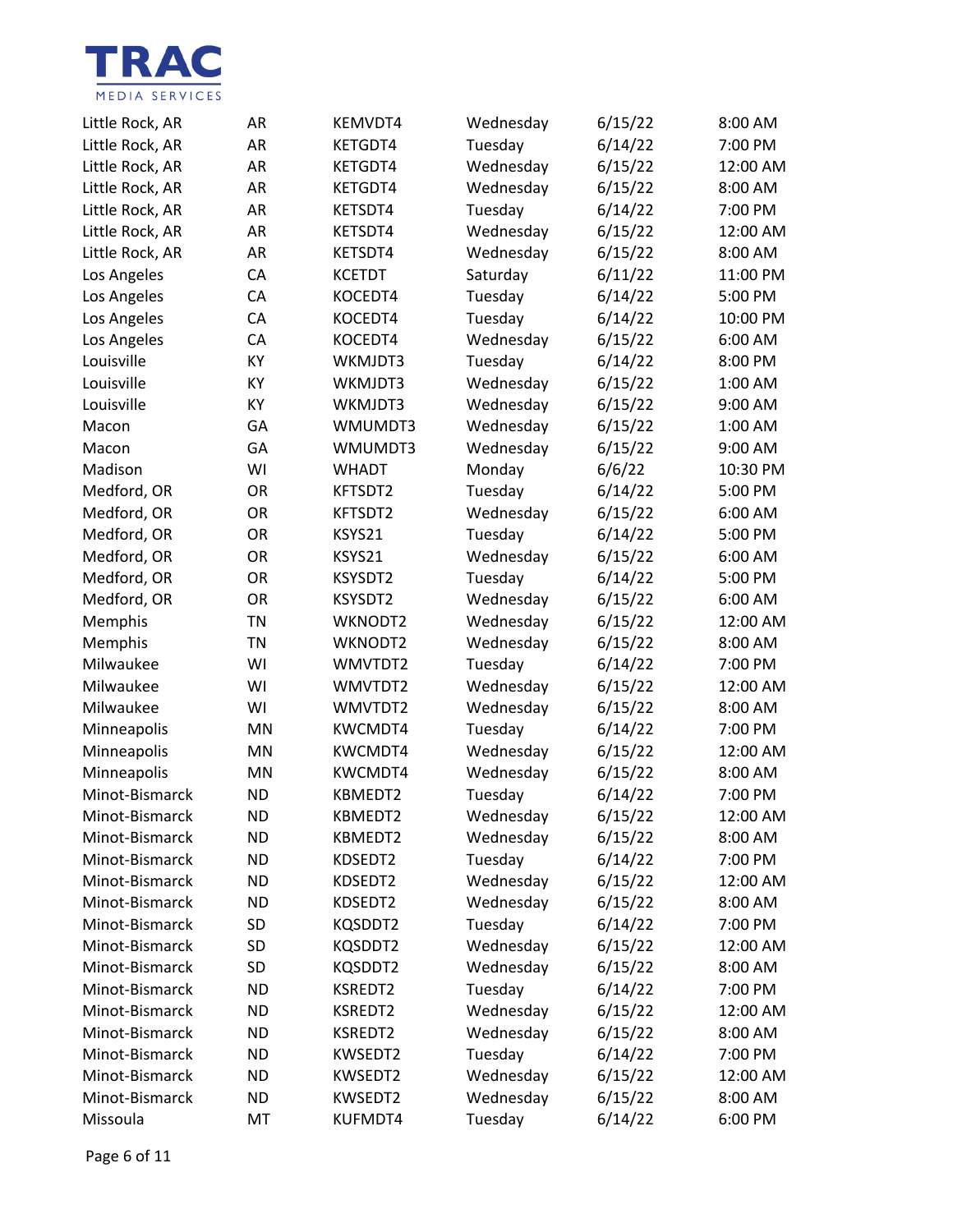| | | | | | |
|---|---|---|---|---|---|
| Little Rock, AR | AR | KEMVDT4 | Wednesday | 6/15/22 | 8:00 AM |
| Little Rock, AR | AR | KETGDT4 | Tuesday | 6/14/22 | 7:00 PM |
| Little Rock, AR | AR | KETGDT4 | Wednesday | 6/15/22 | 12:00 AM |
| Little Rock, AR | AR | KETGDT4 | Wednesday | 6/15/22 | 8:00 AM |
| Little Rock, AR | AR | KETSDT4 | Tuesday | 6/14/22 | 7:00 PM |
| Little Rock, AR | AR | KETSDT4 | Wednesday | 6/15/22 | 12:00 AM |
| Little Rock, AR | AR | KETSDT4 | Wednesday | 6/15/22 | 8:00 AM |
| Los Angeles | CA | KCETDT | Saturday | 6/11/22 | 11:00 PM |
| Los Angeles | CA | KOCEDT4 | Tuesday | 6/14/22 | 5:00 PM |
| Los Angeles | CA | KOCEDT4 | Tuesday | 6/14/22 | 10:00 PM |
| Los Angeles | CA | KOCEDT4 | Wednesday | 6/15/22 | 6:00 AM |
| Louisville | KY | WKMJDT3 | Tuesday | 6/14/22 | 8:00 PM |
| Louisville | KY | WKMJDT3 | Wednesday | 6/15/22 | 1:00 AM |
| Louisville | KY | WKMJDT3 | Wednesday | 6/15/22 | 9:00 AM |
| Macon | GA | WMUMDT3 | Wednesday | 6/15/22 | 1:00 AM |
| Macon | GA | WMUMDT3 | Wednesday | 6/15/22 | 9:00 AM |
| Madison | WI | WHADT | Monday | 6/6/22 | 10:30 PM |
| Medford, OR | OR | KFTSDT2 | Tuesday | 6/14/22 | 5:00 PM |
| Medford, OR | OR | KFTSDT2 | Wednesday | 6/15/22 | 6:00 AM |
| Medford, OR | OR | KSYS21 | Tuesday | 6/14/22 | 5:00 PM |
| Medford, OR | OR | KSYS21 | Wednesday | 6/15/22 | 6:00 AM |
| Medford, OR | OR | KSYSDT2 | Tuesday | 6/14/22 | 5:00 PM |
| Medford, OR | OR | KSYSDT2 | Wednesday | 6/15/22 | 6:00 AM |
| Memphis | TN | WKNODT2 | Wednesday | 6/15/22 | 12:00 AM |
| Memphis | TN | WKNODT2 | Wednesday | 6/15/22 | 8:00 AM |
| Milwaukee | WI | WMVTDT2 | Tuesday | 6/14/22 | 7:00 PM |
| Milwaukee | WI | WMVTDT2 | Wednesday | 6/15/22 | 12:00 AM |
| Milwaukee | WI | WMVTDT2 | Wednesday | 6/15/22 | 8:00 AM |
| Minneapolis | MN | KWCMDT4 | Tuesday | 6/14/22 | 7:00 PM |
| Minneapolis | MN | KWCMDT4 | Wednesday | 6/15/22 | 12:00 AM |
| Minneapolis | MN | KWCMDT4 | Wednesday | 6/15/22 | 8:00 AM |
| Minot-Bismarck | ND | KBMEDT2 | Tuesday | 6/14/22 | 7:00 PM |
| Minot-Bismarck | ND | KBMEDT2 | Wednesday | 6/15/22 | 12:00 AM |
| Minot-Bismarck | ND | KBMEDT2 | Wednesday | 6/15/22 | 8:00 AM |
| Minot-Bismarck | ND | KDSEDT2 | Tuesday | 6/14/22 | 7:00 PM |
| Minot-Bismarck | ND | KDSEDT2 | Wednesday | 6/15/22 | 12:00 AM |
| Minot-Bismarck | ND | KDSEDT2 | Wednesday | 6/15/22 | 8:00 AM |
| Minot-Bismarck | SD | KQSDDT2 | Tuesday | 6/14/22 | 7:00 PM |
| Minot-Bismarck | SD | KQSDDT2 | Wednesday | 6/15/22 | 12:00 AM |
| Minot-Bismarck | SD | KQSDDT2 | Wednesday | 6/15/22 | 8:00 AM |
| Minot-Bismarck | ND | KSREDT2 | Tuesday | 6/14/22 | 7:00 PM |
| Minot-Bismarck | ND | KSREDT2 | Wednesday | 6/15/22 | 12:00 AM |
| Minot-Bismarck | ND | KSREDT2 | Wednesday | 6/15/22 | 8:00 AM |
| Minot-Bismarck | ND | KWSEDT2 | Tuesday | 6/14/22 | 7:00 PM |
| Minot-Bismarck | ND | KWSEDT2 | Wednesday | 6/15/22 | 12:00 AM |
| Minot-Bismarck | ND | KWSEDT2 | Wednesday | 6/15/22 | 8:00 AM |
| Missoula | MT | KUFMDT4 | Tuesday | 6/14/22 | 6:00 PM |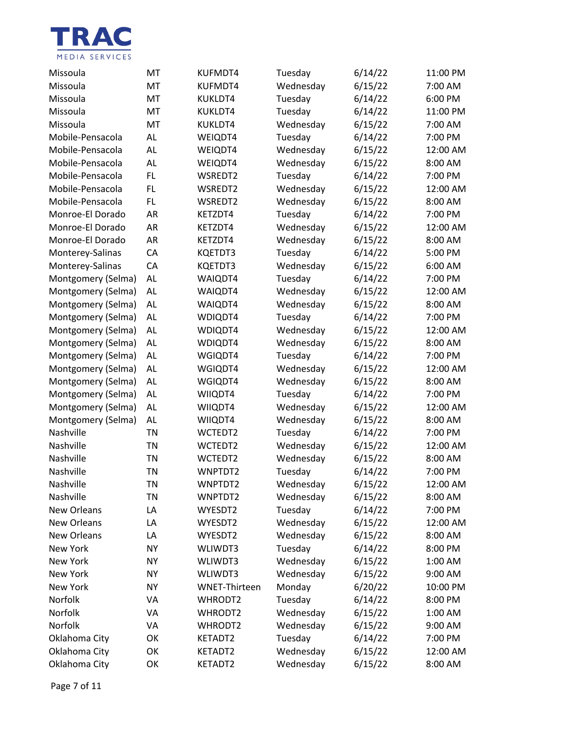| | | | | | |
|---|---|---|---|---|---|
| Missoula | MT | KUFMDT4 | Tuesday | 6/14/22 | 11:00 PM |
| Missoula | MT | KUFMDT4 | Wednesday | 6/15/22 | 7:00 AM |
| Missoula | MT | KUKLDT4 | Tuesday | 6/14/22 | 6:00 PM |
| Missoula | MT | KUKLDT4 | Tuesday | 6/14/22 | 11:00 PM |
| Missoula | MT | KUKLDT4 | Wednesday | 6/15/22 | 7:00 AM |
| Mobile-Pensacola | AL | WEIQDT4 | Tuesday | 6/14/22 | 7:00 PM |
| Mobile-Pensacola | AL | WEIQDT4 | Wednesday | 6/15/22 | 12:00 AM |
| Mobile-Pensacola | AL | WEIQDT4 | Wednesday | 6/15/22 | 8:00 AM |
| Mobile-Pensacola | FL | WSREDT2 | Tuesday | 6/14/22 | 7:00 PM |
| Mobile-Pensacola | FL | WSREDT2 | Wednesday | 6/15/22 | 12:00 AM |
| Mobile-Pensacola | FL | WSREDT2 | Wednesday | 6/15/22 | 8:00 AM |
| Monroe-El Dorado | AR | KETZDT4 | Tuesday | 6/14/22 | 7:00 PM |
| Monroe-El Dorado | AR | KETZDT4 | Wednesday | 6/15/22 | 12:00 AM |
| Monroe-El Dorado | AR | KETZDT4 | Wednesday | 6/15/22 | 8:00 AM |
| Monterey-Salinas | CA | KQETDT3 | Tuesday | 6/14/22 | 5:00 PM |
| Monterey-Salinas | CA | KQETDT3 | Wednesday | 6/15/22 | 6:00 AM |
| Montgomery (Selma) | AL | WAIQDT4 | Tuesday | 6/14/22 | 7:00 PM |
| Montgomery (Selma) | AL | WAIQDT4 | Wednesday | 6/15/22 | 12:00 AM |
| Montgomery (Selma) | AL | WAIQDT4 | Wednesday | 6/15/22 | 8:00 AM |
| Montgomery (Selma) | AL | WDIQDT4 | Tuesday | 6/14/22 | 7:00 PM |
| Montgomery (Selma) | AL | WDIQDT4 | Wednesday | 6/15/22 | 12:00 AM |
| Montgomery (Selma) | AL | WDIQDT4 | Wednesday | 6/15/22 | 8:00 AM |
| Montgomery (Selma) | AL | WGIQDT4 | Tuesday | 6/14/22 | 7:00 PM |
| Montgomery (Selma) | AL | WGIQDT4 | Wednesday | 6/15/22 | 12:00 AM |
| Montgomery (Selma) | AL | WGIQDT4 | Wednesday | 6/15/22 | 8:00 AM |
| Montgomery (Selma) | AL | WIIQDT4 | Tuesday | 6/14/22 | 7:00 PM |
| Montgomery (Selma) | AL | WIIQDT4 | Wednesday | 6/15/22 | 12:00 AM |
| Montgomery (Selma) | AL | WIIQDT4 | Wednesday | 6/15/22 | 8:00 AM |
| Nashville | TN | WCTEDT2 | Tuesday | 6/14/22 | 7:00 PM |
| Nashville | TN | WCTEDT2 | Wednesday | 6/15/22 | 12:00 AM |
| Nashville | TN | WCTEDT2 | Wednesday | 6/15/22 | 8:00 AM |
| Nashville | TN | WNPTDT2 | Tuesday | 6/14/22 | 7:00 PM |
| Nashville | TN | WNPTDT2 | Wednesday | 6/15/22 | 12:00 AM |
| Nashville | TN | WNPTDT2 | Wednesday | 6/15/22 | 8:00 AM |
| New Orleans | LA | WYESDT2 | Tuesday | 6/14/22 | 7:00 PM |
| New Orleans | LA | WYESDT2 | Wednesday | 6/15/22 | 12:00 AM |
| New Orleans | LA | WYESDT2 | Wednesday | 6/15/22 | 8:00 AM |
| New York | NY | WLIWDT3 | Tuesday | 6/14/22 | 8:00 PM |
| New York | NY | WLIWDT3 | Wednesday | 6/15/22 | 1:00 AM |
| New York | NY | WLIWDT3 | Wednesday | 6/15/22 | 9:00 AM |
| New York | NY | WNET-Thirteen | Monday | 6/20/22 | 10:00 PM |
| Norfolk | VA | WHRODT2 | Tuesday | 6/14/22 | 8:00 PM |
| Norfolk | VA | WHRODT2 | Wednesday | 6/15/22 | 1:00 AM |
| Norfolk | VA | WHRODT2 | Wednesday | 6/15/22 | 9:00 AM |
| Oklahoma City | OK | KETADT2 | Tuesday | 6/14/22 | 7:00 PM |
| Oklahoma City | OK | KETADT2 | Wednesday | 6/15/22 | 12:00 AM |
| Oklahoma City | OK | KETADT2 | Wednesday | 6/15/22 | 8:00 AM |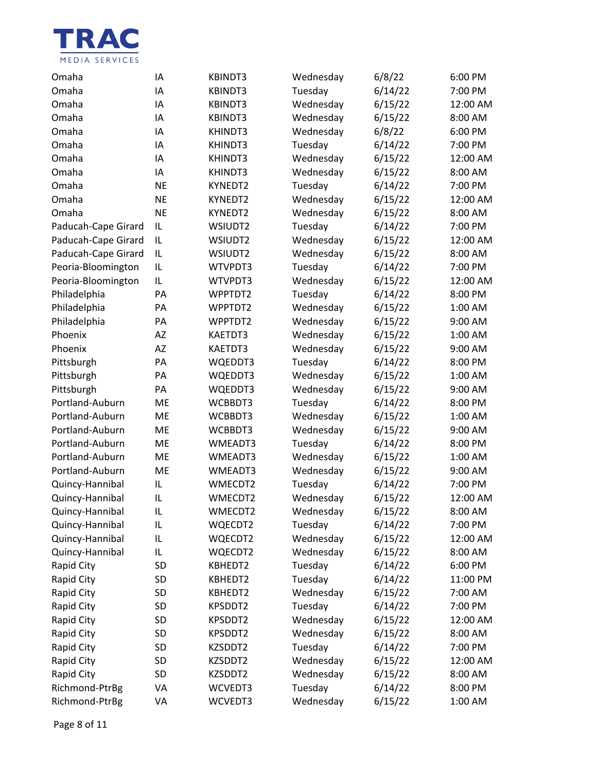| | | | | | |
|---|---|---|---|---|---|
| Omaha | IA | KBINDT3 | Wednesday | 6/8/22 | 6:00 PM |
| Omaha | IA | KBINDT3 | Tuesday | 6/14/22 | 7:00 PM |
| Omaha | IA | KBINDT3 | Wednesday | 6/15/22 | 12:00 AM |
| Omaha | IA | KBINDT3 | Wednesday | 6/15/22 | 8:00 AM |
| Omaha | IA | KHINDT3 | Wednesday | 6/8/22 | 6:00 PM |
| Omaha | IA | KHINDT3 | Tuesday | 6/14/22 | 7:00 PM |
| Omaha | IA | KHINDT3 | Wednesday | 6/15/22 | 12:00 AM |
| Omaha | IA | KHINDT3 | Wednesday | 6/15/22 | 8:00 AM |
| Omaha | NE | KYNEDT2 | Tuesday | 6/14/22 | 7:00 PM |
| Omaha | NE | KYNEDT2 | Wednesday | 6/15/22 | 12:00 AM |
| Omaha | NE | KYNEDT2 | Wednesday | 6/15/22 | 8:00 AM |
| Paducah-Cape Girard | IL | WSIUDT2 | Tuesday | 6/14/22 | 7:00 PM |
| Paducah-Cape Girard | IL | WSIUDT2 | Wednesday | 6/15/22 | 12:00 AM |
| Paducah-Cape Girard | IL | WSIUDT2 | Wednesday | 6/15/22 | 8:00 AM |
| Peoria-Bloomington | IL | WTVPDT3 | Tuesday | 6/14/22 | 7:00 PM |
| Peoria-Bloomington | IL | WTVPDT3 | Wednesday | 6/15/22 | 12:00 AM |
| Philadelphia | PA | WPPTDT2 | Tuesday | 6/14/22 | 8:00 PM |
| Philadelphia | PA | WPPTDT2 | Wednesday | 6/15/22 | 1:00 AM |
| Philadelphia | PA | WPPTDT2 | Wednesday | 6/15/22 | 9:00 AM |
| Phoenix | AZ | KAETDT3 | Wednesday | 6/15/22 | 1:00 AM |
| Phoenix | AZ | KAETDT3 | Wednesday | 6/15/22 | 9:00 AM |
| Pittsburgh | PA | WQEDDT3 | Tuesday | 6/14/22 | 8:00 PM |
| Pittsburgh | PA | WQEDDT3 | Wednesday | 6/15/22 | 1:00 AM |
| Pittsburgh | PA | WQEDDT3 | Wednesday | 6/15/22 | 9:00 AM |
| Portland-Auburn | ME | WCBBDT3 | Tuesday | 6/14/22 | 8:00 PM |
| Portland-Auburn | ME | WCBBDT3 | Wednesday | 6/15/22 | 1:00 AM |
| Portland-Auburn | ME | WCBBDT3 | Wednesday | 6/15/22 | 9:00 AM |
| Portland-Auburn | ME | WMEADT3 | Tuesday | 6/14/22 | 8:00 PM |
| Portland-Auburn | ME | WMEADT3 | Wednesday | 6/15/22 | 1:00 AM |
| Portland-Auburn | ME | WMEADT3 | Wednesday | 6/15/22 | 9:00 AM |
| Quincy-Hannibal | IL | WMECDT2 | Tuesday | 6/14/22 | 7:00 PM |
| Quincy-Hannibal | IL | WMECDT2 | Wednesday | 6/15/22 | 12:00 AM |
| Quincy-Hannibal | IL | WMECDT2 | Wednesday | 6/15/22 | 8:00 AM |
| Quincy-Hannibal | IL | WQECDT2 | Tuesday | 6/14/22 | 7:00 PM |
| Quincy-Hannibal | IL | WQECDT2 | Wednesday | 6/15/22 | 12:00 AM |
| Quincy-Hannibal | IL | WQECDT2 | Wednesday | 6/15/22 | 8:00 AM |
| Rapid City | SD | KBHEDT2 | Tuesday | 6/14/22 | 6:00 PM |
| Rapid City | SD | KBHEDT2 | Tuesday | 6/14/22 | 11:00 PM |
| Rapid City | SD | KBHEDT2 | Wednesday | 6/15/22 | 7:00 AM |
| Rapid City | SD | KPSDDT2 | Tuesday | 6/14/22 | 7:00 PM |
| Rapid City | SD | KPSDDT2 | Wednesday | 6/15/22 | 12:00 AM |
| Rapid City | SD | KPSDDT2 | Wednesday | 6/15/22 | 8:00 AM |
| Rapid City | SD | KZSDDT2 | Tuesday | 6/14/22 | 7:00 PM |
| Rapid City | SD | KZSDDT2 | Wednesday | 6/15/22 | 12:00 AM |
| Rapid City | SD | KZSDDT2 | Wednesday | 6/15/22 | 8:00 AM |
| Richmond-PtrBg | VA | WCVEDT3 | Tuesday | 6/14/22 | 8:00 PM |
| Richmond-PtrBg | VA | WCVEDT3 | Wednesday | 6/15/22 | 1:00 AM |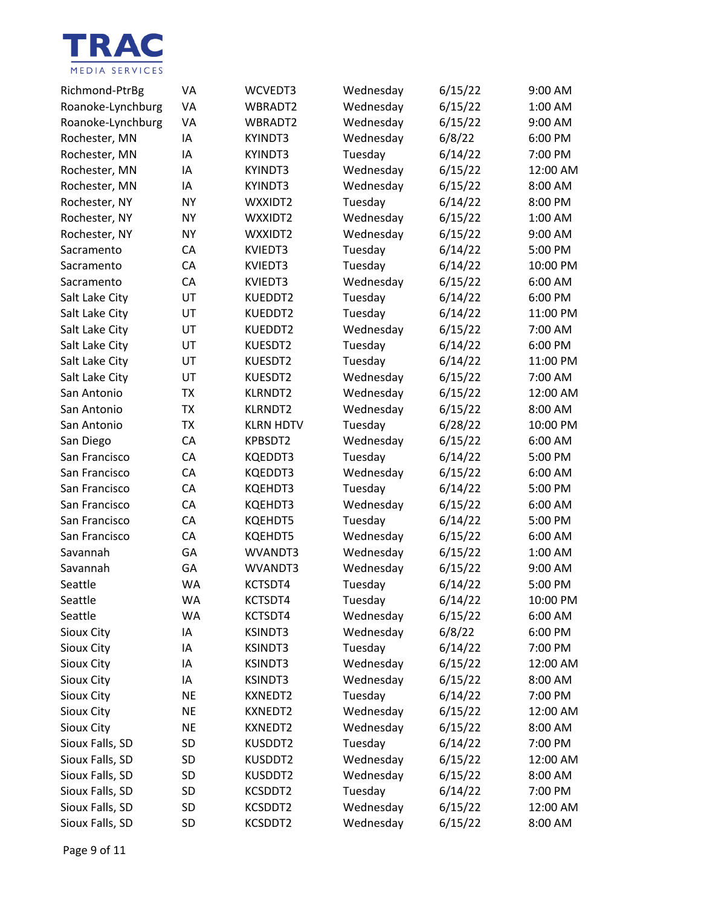| | | | | | |
|---|---|---|---|---|---|
| Richmond-PtrBg | VA | WCVEDT3 | Wednesday | 6/15/22 | 9:00 AM |
| Roanoke-Lynchburg | VA | WBRADT2 | Wednesday | 6/15/22 | 1:00 AM |
| Roanoke-Lynchburg | VA | WBRADT2 | Wednesday | 6/15/22 | 9:00 AM |
| Rochester, MN | IA | KYINDT3 | Wednesday | 6/8/22 | 6:00 PM |
| Rochester, MN | IA | KYINDT3 | Tuesday | 6/14/22 | 7:00 PM |
| Rochester, MN | IA | KYINDT3 | Wednesday | 6/15/22 | 12:00 AM |
| Rochester, MN | IA | KYINDT3 | Wednesday | 6/15/22 | 8:00 AM |
| Rochester, NY | NY | WXXIDT2 | Tuesday | 6/14/22 | 8:00 PM |
| Rochester, NY | NY | WXXIDT2 | Wednesday | 6/15/22 | 1:00 AM |
| Rochester, NY | NY | WXXIDT2 | Wednesday | 6/15/22 | 9:00 AM |
| Sacramento | CA | KVIEDT3 | Tuesday | 6/14/22 | 5:00 PM |
| Sacramento | CA | KVIEDT3 | Tuesday | 6/14/22 | 10:00 PM |
| Sacramento | CA | KVIEDT3 | Wednesday | 6/15/22 | 6:00 AM |
| Salt Lake City | UT | KUEDDT2 | Tuesday | 6/14/22 | 6:00 PM |
| Salt Lake City | UT | KUEDDT2 | Tuesday | 6/14/22 | 11:00 PM |
| Salt Lake City | UT | KUEDDT2 | Wednesday | 6/15/22 | 7:00 AM |
| Salt Lake City | UT | KUESDT2 | Tuesday | 6/14/22 | 6:00 PM |
| Salt Lake City | UT | KUESDT2 | Tuesday | 6/14/22 | 11:00 PM |
| Salt Lake City | UT | KUESDT2 | Wednesday | 6/15/22 | 7:00 AM |
| San Antonio | TX | KLRNDT2 | Wednesday | 6/15/22 | 12:00 AM |
| San Antonio | TX | KLRNDT2 | Wednesday | 6/15/22 | 8:00 AM |
| San Antonio | TX | KLRN HDTV | Tuesday | 6/28/22 | 10:00 PM |
| San Diego | CA | KPBSDT2 | Wednesday | 6/15/22 | 6:00 AM |
| San Francisco | CA | KQEDDT3 | Tuesday | 6/14/22 | 5:00 PM |
| San Francisco | CA | KQEDDT3 | Wednesday | 6/15/22 | 6:00 AM |
| San Francisco | CA | KQEHDT3 | Tuesday | 6/14/22 | 5:00 PM |
| San Francisco | CA | KQEHDT3 | Wednesday | 6/15/22 | 6:00 AM |
| San Francisco | CA | KQEHDT5 | Tuesday | 6/14/22 | 5:00 PM |
| San Francisco | CA | KQEHDT5 | Wednesday | 6/15/22 | 6:00 AM |
| Savannah | GA | WVANDT3 | Wednesday | 6/15/22 | 1:00 AM |
| Savannah | GA | WVANDT3 | Wednesday | 6/15/22 | 9:00 AM |
| Seattle | WA | KCTSDT4 | Tuesday | 6/14/22 | 5:00 PM |
| Seattle | WA | KCTSDT4 | Tuesday | 6/14/22 | 10:00 PM |
| Seattle | WA | KCTSDT4 | Wednesday | 6/15/22 | 6:00 AM |
| Sioux City | IA | KSINDT3 | Wednesday | 6/8/22 | 6:00 PM |
| Sioux City | IA | KSINDT3 | Tuesday | 6/14/22 | 7:00 PM |
| Sioux City | IA | KSINDT3 | Wednesday | 6/15/22 | 12:00 AM |
| Sioux City | IA | KSINDT3 | Wednesday | 6/15/22 | 8:00 AM |
| Sioux City | NE | KXNEDT2 | Tuesday | 6/14/22 | 7:00 PM |
| Sioux City | NE | KXNEDT2 | Wednesday | 6/15/22 | 12:00 AM |
| Sioux City | NE | KXNEDT2 | Wednesday | 6/15/22 | 8:00 AM |
| Sioux Falls, SD | SD | KUSDDT2 | Tuesday | 6/14/22 | 7:00 PM |
| Sioux Falls, SD | SD | KUSDDT2 | Wednesday | 6/15/22 | 12:00 AM |
| Sioux Falls, SD | SD | KUSDDT2 | Wednesday | 6/15/22 | 8:00 AM |
| Sioux Falls, SD | SD | KCSDDT2 | Tuesday | 6/14/22 | 7:00 PM |
| Sioux Falls, SD | SD | KCSDDT2 | Wednesday | 6/15/22 | 12:00 AM |
| Sioux Falls, SD | SD | KCSDDT2 | Wednesday | 6/15/22 | 8:00 AM |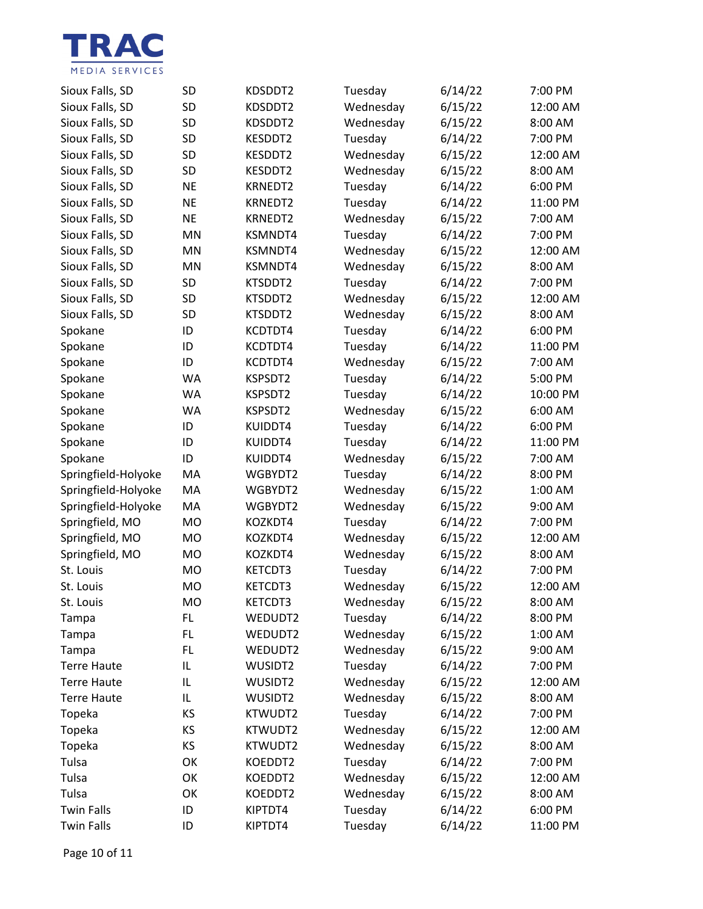| | | | | | |
|---|---|---|---|---|---|
| Sioux Falls, SD | SD | KDSDDT2 | Tuesday | 6/14/22 | 7:00 PM |
| Sioux Falls, SD | SD | KDSDDT2 | Wednesday | 6/15/22 | 12:00 AM |
| Sioux Falls, SD | SD | KDSDDT2 | Wednesday | 6/15/22 | 8:00 AM |
| Sioux Falls, SD | SD | KESDDT2 | Tuesday | 6/14/22 | 7:00 PM |
| Sioux Falls, SD | SD | KESDDT2 | Wednesday | 6/15/22 | 12:00 AM |
| Sioux Falls, SD | SD | KESDDT2 | Wednesday | 6/15/22 | 8:00 AM |
| Sioux Falls, SD | NE | KRNEDT2 | Tuesday | 6/14/22 | 6:00 PM |
| Sioux Falls, SD | NE | KRNEDT2 | Tuesday | 6/14/22 | 11:00 PM |
| Sioux Falls, SD | NE | KRNEDT2 | Wednesday | 6/15/22 | 7:00 AM |
| Sioux Falls, SD | MN | KSMNDT4 | Tuesday | 6/14/22 | 7:00 PM |
| Sioux Falls, SD | MN | KSMNDT4 | Wednesday | 6/15/22 | 12:00 AM |
| Sioux Falls, SD | MN | KSMNDT4 | Wednesday | 6/15/22 | 8:00 AM |
| Sioux Falls, SD | SD | KTSDDT2 | Tuesday | 6/14/22 | 7:00 PM |
| Sioux Falls, SD | SD | KTSDDT2 | Wednesday | 6/15/22 | 12:00 AM |
| Sioux Falls, SD | SD | KTSDDT2 | Wednesday | 6/15/22 | 8:00 AM |
| Spokane | ID | KCDTDT4 | Tuesday | 6/14/22 | 6:00 PM |
| Spokane | ID | KCDTDT4 | Tuesday | 6/14/22 | 11:00 PM |
| Spokane | ID | KCDTDT4 | Wednesday | 6/15/22 | 7:00 AM |
| Spokane | WA | KSPSDT2 | Tuesday | 6/14/22 | 5:00 PM |
| Spokane | WA | KSPSDT2 | Tuesday | 6/14/22 | 10:00 PM |
| Spokane | WA | KSPSDT2 | Wednesday | 6/15/22 | 6:00 AM |
| Spokane | ID | KUIDDT4 | Tuesday | 6/14/22 | 6:00 PM |
| Spokane | ID | KUIDDT4 | Tuesday | 6/14/22 | 11:00 PM |
| Spokane | ID | KUIDDT4 | Wednesday | 6/15/22 | 7:00 AM |
| Springfield-Holyoke | MA | WGBYDT2 | Tuesday | 6/14/22 | 8:00 PM |
| Springfield-Holyoke | MA | WGBYDT2 | Wednesday | 6/15/22 | 1:00 AM |
| Springfield-Holyoke | MA | WGBYDT2 | Wednesday | 6/15/22 | 9:00 AM |
| Springfield, MO | MO | KOZKDT4 | Tuesday | 6/14/22 | 7:00 PM |
| Springfield, MO | MO | KOZKDT4 | Wednesday | 6/15/22 | 12:00 AM |
| Springfield, MO | MO | KOZKDT4 | Wednesday | 6/15/22 | 8:00 AM |
| St. Louis | MO | KETCDT3 | Tuesday | 6/14/22 | 7:00 PM |
| St. Louis | MO | KETCDT3 | Wednesday | 6/15/22 | 12:00 AM |
| St. Louis | MO | KETCDT3 | Wednesday | 6/15/22 | 8:00 AM |
| Tampa | FL | WEDUDT2 | Tuesday | 6/14/22 | 8:00 PM |
| Tampa | FL | WEDUDT2 | Wednesday | 6/15/22 | 1:00 AM |
| Tampa | FL | WEDUDT2 | Wednesday | 6/15/22 | 9:00 AM |
| Terre Haute | IL | WUSIDT2 | Tuesday | 6/14/22 | 7:00 PM |
| Terre Haute | IL | WUSIDT2 | Wednesday | 6/15/22 | 12:00 AM |
| Terre Haute | IL | WUSIDT2 | Wednesday | 6/15/22 | 8:00 AM |
| Topeka | KS | KTWUDT2 | Tuesday | 6/14/22 | 7:00 PM |
| Topeka | KS | KTWUDT2 | Wednesday | 6/15/22 | 12:00 AM |
| Topeka | KS | KTWUDT2 | Wednesday | 6/15/22 | 8:00 AM |
| Tulsa | OK | KOEDDT2 | Tuesday | 6/14/22 | 7:00 PM |
| Tulsa | OK | KOEDDT2 | Wednesday | 6/15/22 | 12:00 AM |
| Tulsa | OK | KOEDDT2 | Wednesday | 6/15/22 | 8:00 AM |
| Twin Falls | ID | KIPTDT4 | Tuesday | 6/14/22 | 6:00 PM |
| Twin Falls | ID | KIPTDT4 | Tuesday | 6/14/22 | 11:00 PM |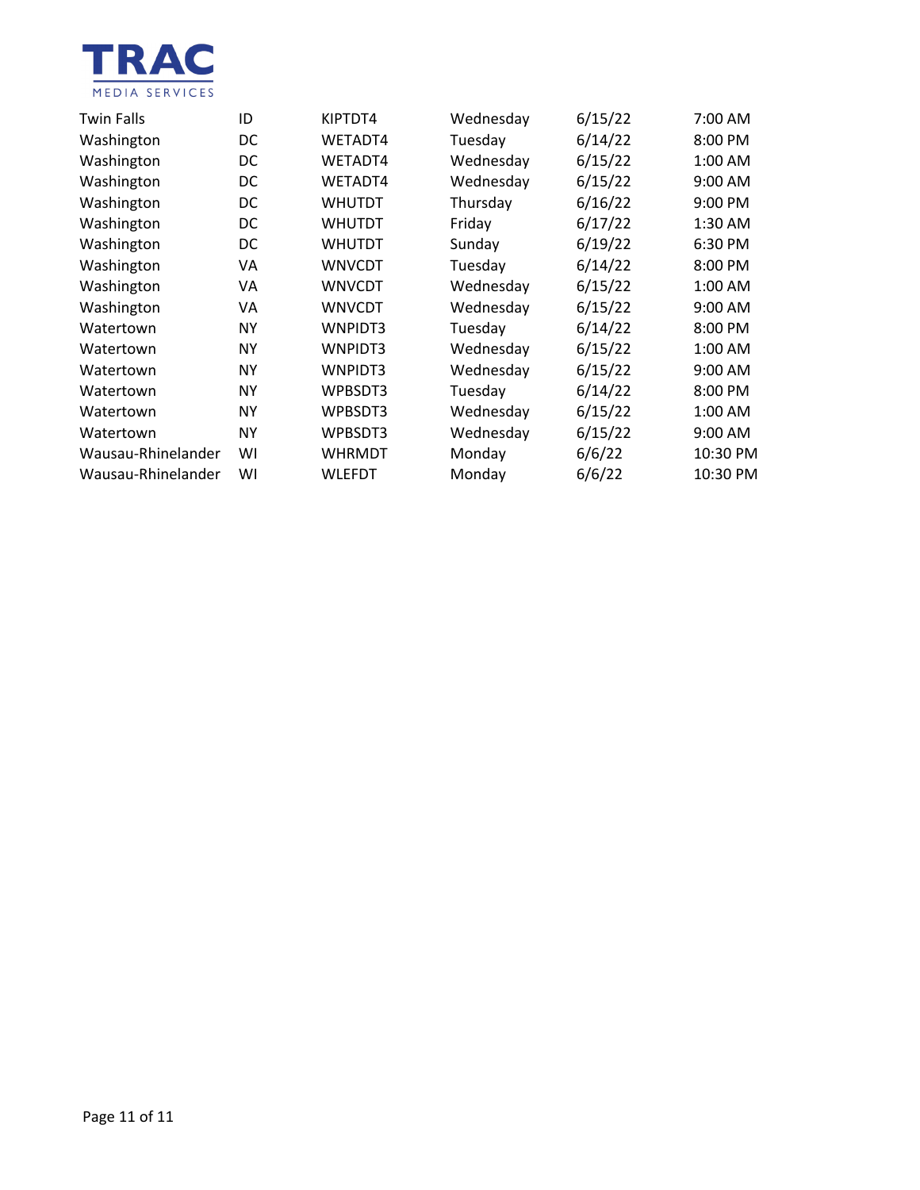| | | | | | |
|---|---|---|---|---|---|
| Twin Falls | ID | KIPTDT4 | Wednesday | 6/15/22 | 7:00 AM |
| Washington | DC | WETADT4 | Tuesday | 6/14/22 | 8:00 PM |
| Washington | DC | WETADT4 | Wednesday | 6/15/22 | 1:00 AM |
| Washington | DC | WETADT4 | Wednesday | 6/15/22 | 9:00 AM |
| Washington | DC | WHUTDT | Thursday | 6/16/22 | 9:00 PM |
| Washington | DC | WHUTDT | Friday | 6/17/22 | 1:30 AM |
| Washington | DC | WHUTDT | Sunday | 6/19/22 | 6:30 PM |
| Washington | VA | WNVCDT | Tuesday | 6/14/22 | 8:00 PM |
| Washington | VA | WNVCDT | Wednesday | 6/15/22 | 1:00 AM |
| Washington | VA | WNVCDT | Wednesday | 6/15/22 | 9:00 AM |
| Watertown | NY | WNPIDT3 | Tuesday | 6/14/22 | 8:00 PM |
| Watertown | NY | WNPIDT3 | Wednesday | 6/15/22 | 1:00 AM |
| Watertown | NY | WNPIDT3 | Wednesday | 6/15/22 | 9:00 AM |
| Watertown | NY | WPBSDT3 | Tuesday | 6/14/22 | 8:00 PM |
| Watertown | NY | WPBSDT3 | Wednesday | 6/15/22 | 1:00 AM |
| Watertown | NY | WPBSDT3 | Wednesday | 6/15/22 | 9:00 AM |
| Wausau-Rhinelander | WI | WHRMDT | Monday | 6/6/22 | 10:30 PM |
| Wausau-Rhinelander | WI | WLEFDT | Monday | 6/6/22 | 10:30 PM |